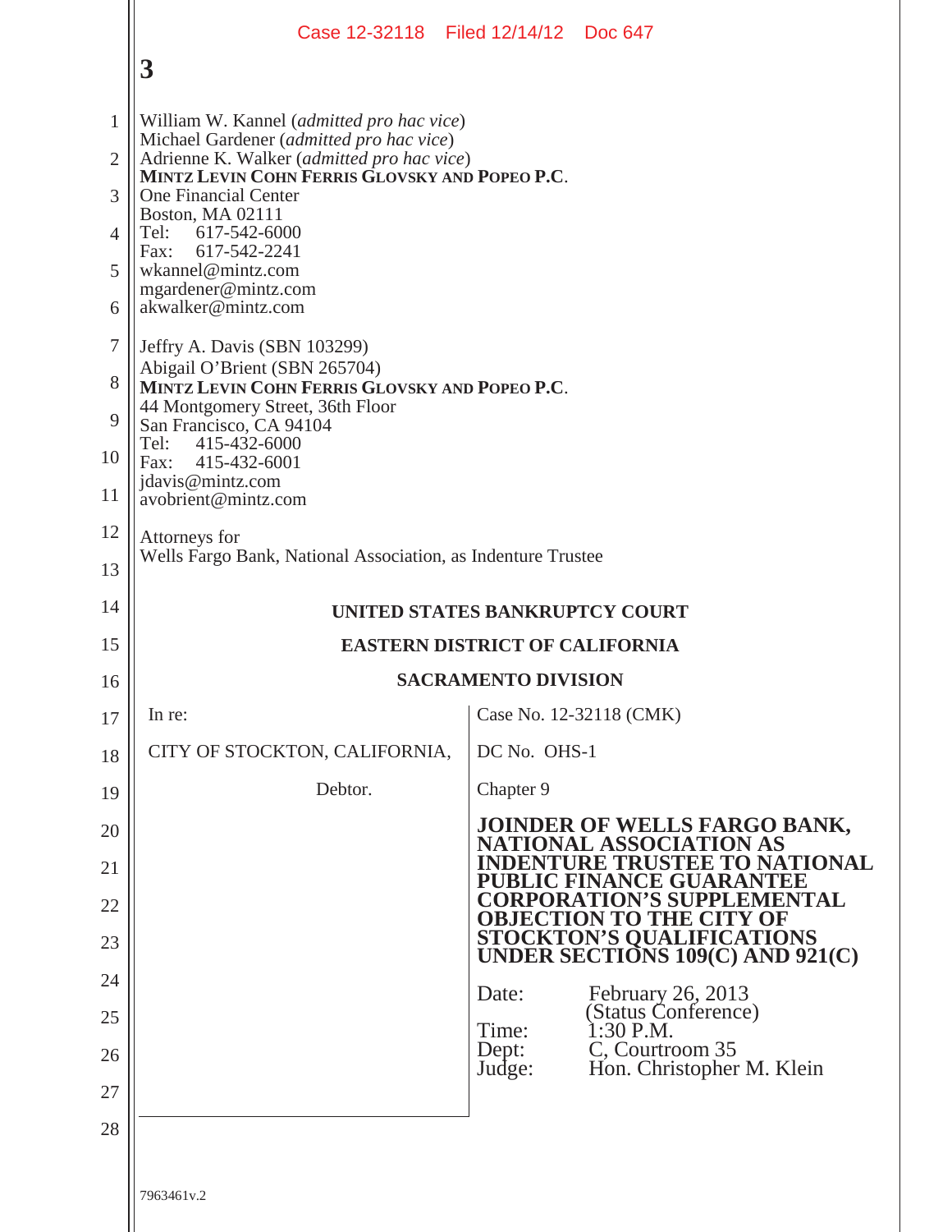William W. Kannel (*admitted pro hac vice*)
Michael Gardener (*admitted pro hac vice*)
Adrienne K. Walker (*admitted pro hac vice*)
**MINTZ LEVIN COHN FERRIS GLOVSKY AND POPEO P.C.**
One Financial Center
Boston, MA 02111
Tel: 617-542-6000
Fax: 617-542-2241
wkannel@mintz.com
mgardener@mintz.com
akwalker@mintz.com

Jeffry A. Davis (SBN 103299)
Abigail O'Brient (SBN 265704)
**MINTZ LEVIN COHN FERRIS GLOVSKY AND POPEO P.C.**
44 Montgomery Street, 36th Floor
San Francisco, CA 94104
Tel: 415-432-6000
Fax: 415-432-6001
jdavis@mintz.com
avobrient@mintz.com

Attorneys for
Wells Fargo Bank, National Association, as Indenture Trustee

**UNITED STATES BANKRUPTCY COURT**

**EASTERN DISTRICT OF CALIFORNIA**

**SACRAMENTO DIVISION**

| | |
|---|---|
| In re: | Case No. 12-32118 (CMK) |
| CITY OF STOCKTON, CALIFORNIA, | DC No. OHS-1 |
| Debtor. | Chapter 9 |
| | **JOINDER OF WELLS FARGO BANK, NATIONAL ASSOCIATION AS INDENTURE TRUSTEE TO NATIONAL PUBLIC FINANCE GUARANTEE CORPORATION'S SUPPLEMENTAL OBJECTION TO THE CITY OF STOCKTON'S QUALIFICATIONS UNDER SECTIONS 109(C) AND 921(C)** |
| | Date: February 26, 2013 (Status Conference)<br>Time: 1:30 P.M.<br>Dept: C, Courtroom 35<br>Judge: Hon. Christopher M. Klein |

7963461v.2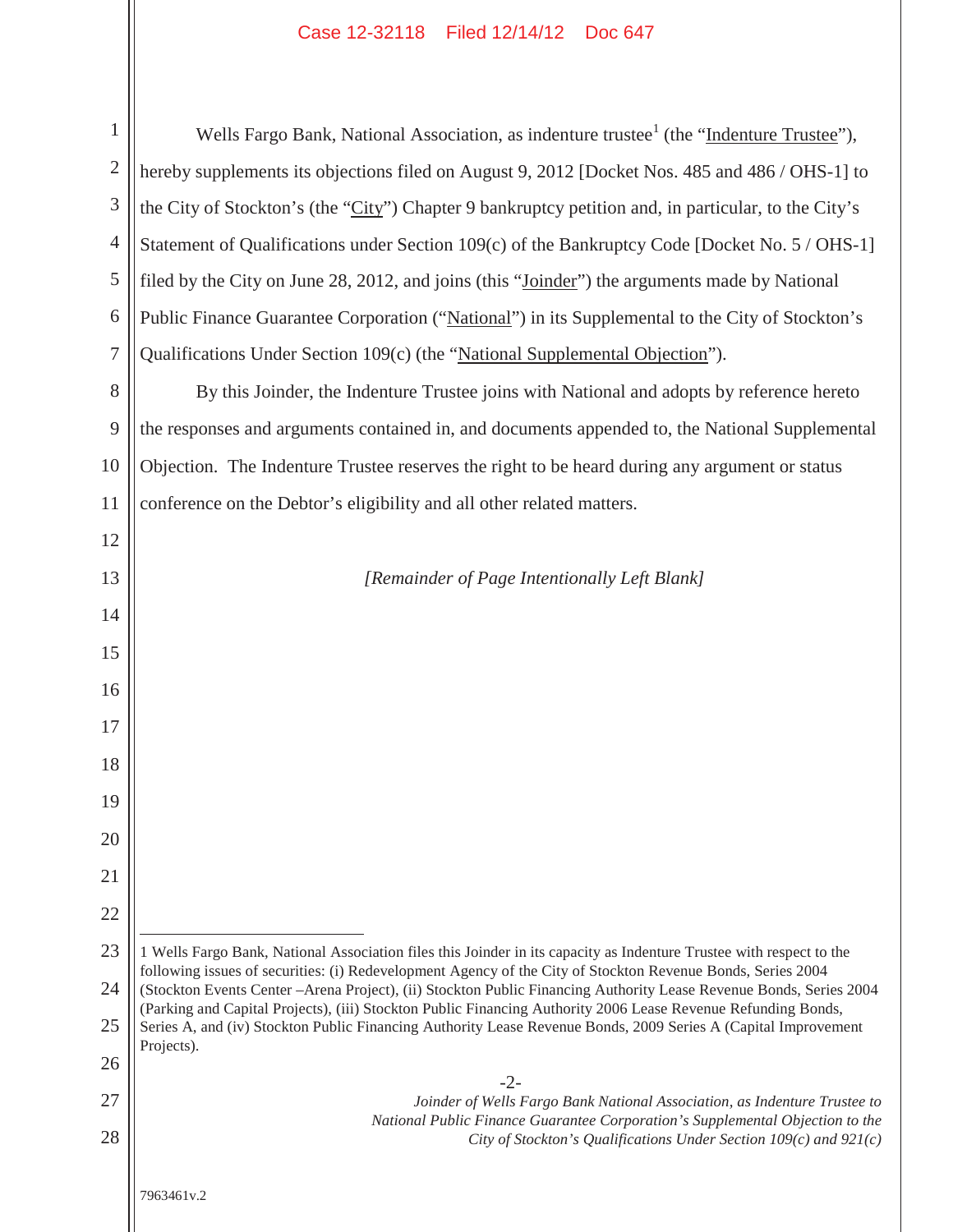Wells Fargo Bank, National Association, as indenture trustee[1] (the "Indenture Trustee"), hereby supplements its objections filed on August 9, 2012 [Docket Nos. 485 and 486 / OHS-1] to the City of Stockton's (the "City") Chapter 9 bankruptcy petition and, in particular, to the City's Statement of Qualifications under Section 109(c) of the Bankruptcy Code [Docket No. 5 / OHS-1] filed by the City on June 28, 2012, and joins (this "Joinder") the arguments made by National Public Finance Guarantee Corporation ("National") in its Supplemental to the City of Stockton's Qualifications Under Section 109(c) (the "National Supplemental Objection").

By this Joinder, the Indenture Trustee joins with National and adopts by reference hereto the responses and arguments contained in, and documents appended to, the National Supplemental Objection. The Indenture Trustee reserves the right to be heard during any argument or status conference on the Debtor's eligibility and all other related matters.

*[Remainder of Page Intentionally Left Blank]*

---

1 Wells Fargo Bank, National Association files this Joinder in its capacity as Indenture Trustee with respect to the following issues of securities: (i) Redevelopment Agency of the City of Stockton Revenue Bonds, Series 2004 (Stockton Events Center –Arena Project), (ii) Stockton Public Financing Authority Lease Revenue Bonds, Series 2004 (Parking and Capital Projects), (iii) Stockton Public Financing Authority 2006 Lease Revenue Refunding Bonds, Series A, and (iv) Stockton Public Financing Authority Lease Revenue Bonds, 2009 Series A (Capital Improvement Projects).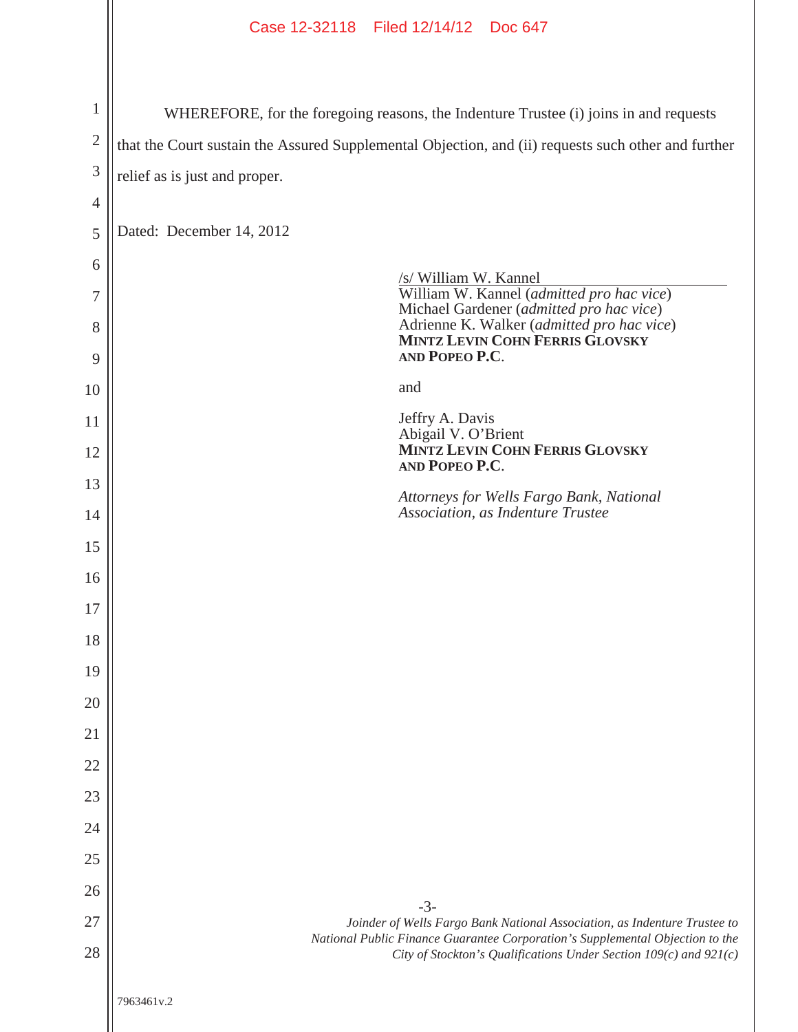WHEREFORE, for the foregoing reasons, the Indenture Trustee (i) joins in and requests that the Court sustain the Assured Supplemental Objection, and (ii) requests such other and further relief as is just and proper.

Dated: December 14, 2012

/s/ William W. Kannel
William W. Kannel (*admitted pro hac vice*)
Michael Gardener (*admitted pro hac vice*)
Adrienne K. Walker (*admitted pro hac vice*)
**MINTZ LEVIN COHN FERRIS GLOVSKY AND POPEO P.C.**

and

Jeffry A. Davis
Abigail V. O'Brient
**MINTZ LEVIN COHN FERRIS GLOVSKY AND POPEO P.C.**

*Attorneys for Wells Fargo Bank, National Association, as Indenture Trustee*